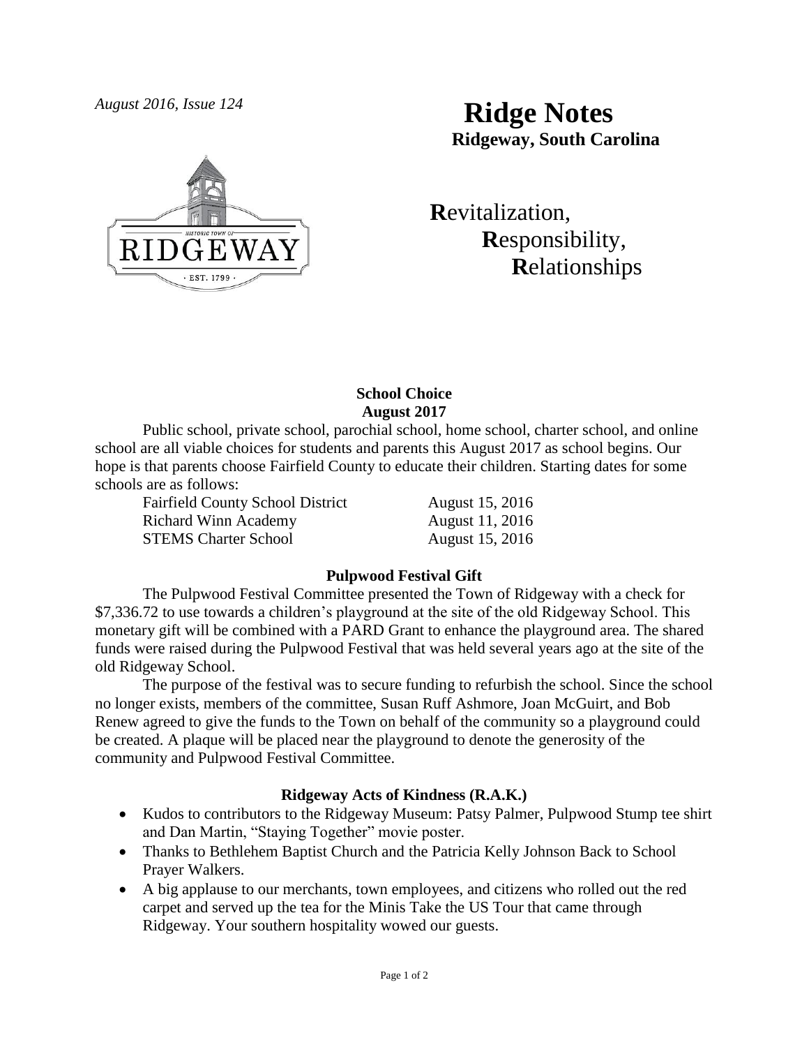*August 2016, Issue 124*

# Ridge Notes

**Ridgeway, South Carolina**

**R**evitalization,
**R**esponsibility,
**R**elationships

## School Choice
## August 2017

Public school, private school, parochial school, home school, charter school, and online school are all viable choices for students and parents this August 2017 as school begins. Our hope is that parents choose Fairfield County to educate their children. Starting dates for some schools are as follows:

| | |
|---|---|
| Fairfield County School District | August 15, 2016 |
| Richard Winn Academy | August 11, 2016 |
| STEMS Charter School | August 15, 2016 |

## Pulpwood Festival Gift

The Pulpwood Festival Committee presented the Town of Ridgeway with a check for $7,336.72 to use towards a children's playground at the site of the old Ridgeway School. This monetary gift will be combined with a PARD Grant to enhance the playground area. The shared funds were raised during the Pulpwood Festival that was held several years ago at the site of the old Ridgeway School.

The purpose of the festival was to secure funding to refurbish the school. Since the school no longer exists, members of the committee, Susan Ruff Ashmore, Joan McGuirt, and Bob Renew agreed to give the funds to the Town on behalf of the community so a playground could be created. A plaque will be placed near the playground to denote the generosity of the community and Pulpwood Festival Committee.

## Ridgeway Acts of Kindness (R.A.K.)

- Kudos to contributors to the Ridgeway Museum: Patsy Palmer, Pulpwood Stump tee shirt and Dan Martin, "Staying Together" movie poster.
- Thanks to Bethlehem Baptist Church and the Patricia Kelly Johnson Back to School Prayer Walkers.
- A big applause to our merchants, town employees, and citizens who rolled out the red carpet and served up the tea for the Minis Take the US Tour that came through Ridgeway. Your southern hospitality wowed our guests.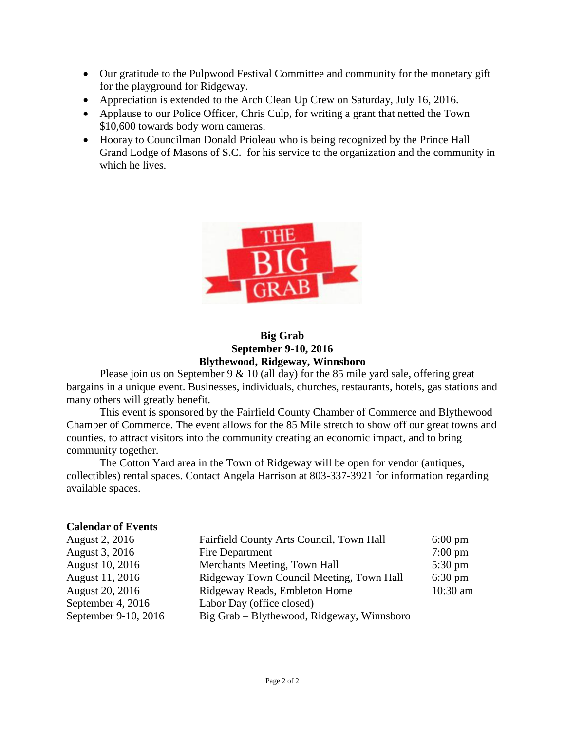- Our gratitude to the Pulpwood Festival Committee and community for the monetary gift for the playground for Ridgeway.
- Appreciation is extended to the Arch Clean Up Crew on Saturday, July 16, 2016.
- Applause to our Police Officer, Chris Culp, for writing a grant that netted the Town $10,600 towards body worn cameras.
- Hooray to Councilman Donald Prioleau who is being recognized by the Prince Hall Grand Lodge of Masons of S.C. for his service to the organization and the community in which he lives.

**Big Grab**
**September 9-10, 2016**
**Blythewood, Ridgeway, Winnsboro**

Please join us on September 9 & 10 (all day) for the 85 mile yard sale, offering great bargains in a unique event. Businesses, individuals, churches, restaurants, hotels, gas stations and many others will greatly benefit.

This event is sponsored by the Fairfield County Chamber of Commerce and Blythewood Chamber of Commerce. The event allows for the 85 Mile stretch to show off our great towns and counties, to attract visitors into the community creating an economic impact, and to bring community together.

The Cotton Yard area in the Town of Ridgeway will be open for vendor (antiques, collectibles) rental spaces. Contact Angela Harrison at 803-337-3921 for information regarding available spaces.

**Calendar of Events**

| | | |
|---|---|---|
| August 2, 2016 | Fairfield County Arts Council, Town Hall | 6:00 pm |
| August 3, 2016 | Fire Department | 7:00 pm |
| August 10, 2016 | Merchants Meeting, Town Hall | 5:30 pm |
| August 11, 2016 | Ridgeway Town Council Meeting, Town Hall | 6:30 pm |
| August 20, 2016 | Ridgeway Reads, Embleton Home | 10:30 am |
| September 4, 2016 | Labor Day (office closed) | |
| September 9-10, 2016 | Big Grab – Blythewood, Ridgeway, Winnsboro | |